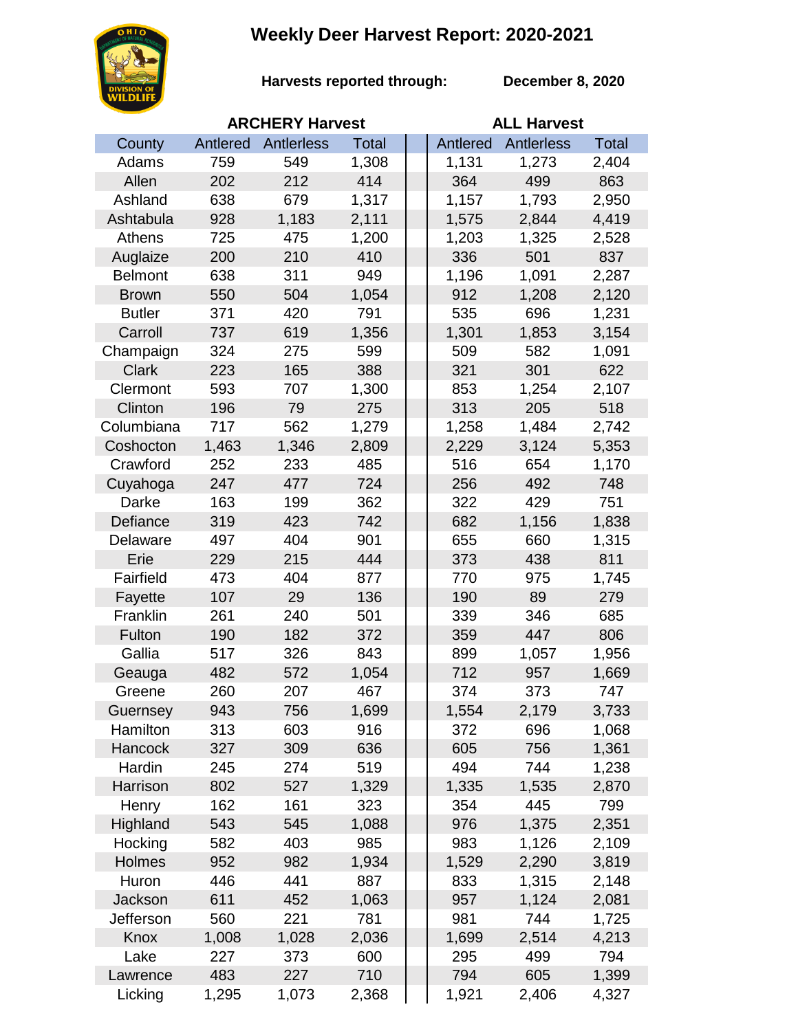# Weekly Deer Harvest Report: 2020-2021

**Harvests reported through:** **December 8, 2020**

| County | ARCHERY Harvest | | | ALL Harvest | | |
|---|---|---|---|---|---|---|
| | Antlered | Antlerless | Total | Antlered | Antlerless | Total |
| Adams | 759 | 549 | 1,308 | 1,131 | 1,273 | 2,404 |
| Allen | 202 | 212 | 414 | 364 | 499 | 863 |
| Ashland | 638 | 679 | 1,317 | 1,157 | 1,793 | 2,950 |
| Ashtabula | 928 | 1,183 | 2,111 | 1,575 | 2,844 | 4,419 |
| Athens | 725 | 475 | 1,200 | 1,203 | 1,325 | 2,528 |
| Auglaize | 200 | 210 | 410 | 336 | 501 | 837 |
| Belmont | 638 | 311 | 949 | 1,196 | 1,091 | 2,287 |
| Brown | 550 | 504 | 1,054 | 912 | 1,208 | 2,120 |
| Butler | 371 | 420 | 791 | 535 | 696 | 1,231 |
| Carroll | 737 | 619 | 1,356 | 1,301 | 1,853 | 3,154 |
| Champaign | 324 | 275 | 599 | 509 | 582 | 1,091 |
| Clark | 223 | 165 | 388 | 321 | 301 | 622 |
| Clermont | 593 | 707 | 1,300 | 853 | 1,254 | 2,107 |
| Clinton | 196 | 79 | 275 | 313 | 205 | 518 |
| Columbiana | 717 | 562 | 1,279 | 1,258 | 1,484 | 2,742 |
| Coshocton | 1,463 | 1,346 | 2,809 | 2,229 | 3,124 | 5,353 |
| Crawford | 252 | 233 | 485 | 516 | 654 | 1,170 |
| Cuyahoga | 247 | 477 | 724 | 256 | 492 | 748 |
| Darke | 163 | 199 | 362 | 322 | 429 | 751 |
| Defiance | 319 | 423 | 742 | 682 | 1,156 | 1,838 |
| Delaware | 497 | 404 | 901 | 655 | 660 | 1,315 |
| Erie | 229 | 215 | 444 | 373 | 438 | 811 |
| Fairfield | 473 | 404 | 877 | 770 | 975 | 1,745 |
| Fayette | 107 | 29 | 136 | 190 | 89 | 279 |
| Franklin | 261 | 240 | 501 | 339 | 346 | 685 |
| Fulton | 190 | 182 | 372 | 359 | 447 | 806 |
| Gallia | 517 | 326 | 843 | 899 | 1,057 | 1,956 |
| Geauga | 482 | 572 | 1,054 | 712 | 957 | 1,669 |
| Greene | 260 | 207 | 467 | 374 | 373 | 747 |
| Guernsey | 943 | 756 | 1,699 | 1,554 | 2,179 | 3,733 |
| Hamilton | 313 | 603 | 916 | 372 | 696 | 1,068 |
| Hancock | 327 | 309 | 636 | 605 | 756 | 1,361 |
| Hardin | 245 | 274 | 519 | 494 | 744 | 1,238 |
| Harrison | 802 | 527 | 1,329 | 1,335 | 1,535 | 2,870 |
| Henry | 162 | 161 | 323 | 354 | 445 | 799 |
| Highland | 543 | 545 | 1,088 | 976 | 1,375 | 2,351 |
| Hocking | 582 | 403 | 985 | 983 | 1,126 | 2,109 |
| Holmes | 952 | 982 | 1,934 | 1,529 | 2,290 | 3,819 |
| Huron | 446 | 441 | 887 | 833 | 1,315 | 2,148 |
| Jackson | 611 | 452 | 1,063 | 957 | 1,124 | 2,081 |
| Jefferson | 560 | 221 | 781 | 981 | 744 | 1,725 |
| Knox | 1,008 | 1,028 | 2,036 | 1,699 | 2,514 | 4,213 |
| Lake | 227 | 373 | 600 | 295 | 499 | 794 |
| Lawrence | 483 | 227 | 710 | 794 | 605 | 1,399 |
| Licking | 1,295 | 1,073 | 2,368 | 1,921 | 2,406 | 4,327 |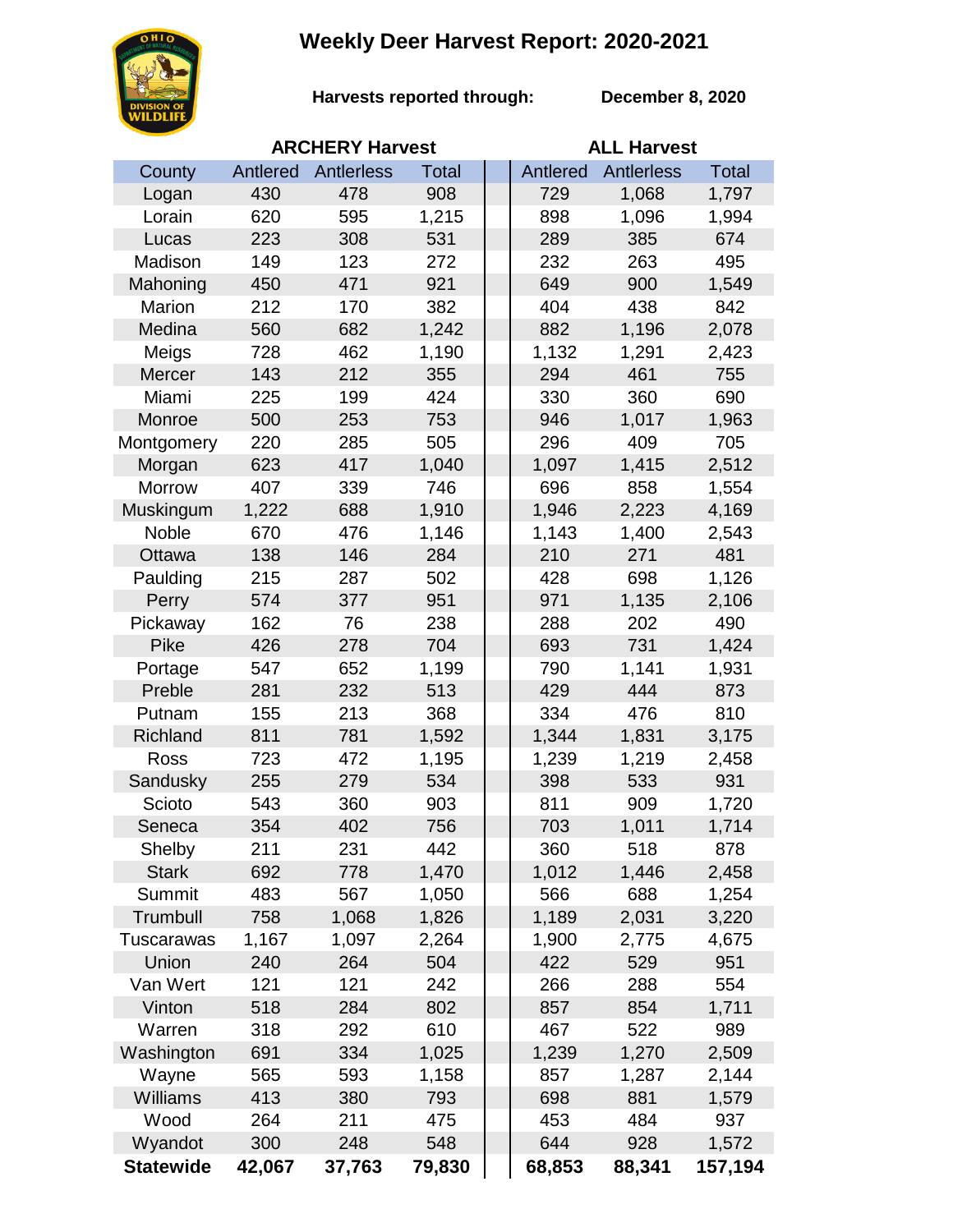# Weekly Deer Harvest Report: 2020-2021

**Harvests reported through:** **December 8, 2020**

| | ARCHERY Harvest | | | ALL Harvest | | |
|---|---|---|---|---|---|---|
| County | Antlered | Antlerless | Total | Antlered | Antlerless | Total |
| Logan | 430 | 478 | 908 | 729 | 1,068 | 1,797 |
| Lorain | 620 | 595 | 1,215 | 898 | 1,096 | 1,994 |
| Lucas | 223 | 308 | 531 | 289 | 385 | 674 |
| Madison | 149 | 123 | 272 | 232 | 263 | 495 |
| Mahoning | 450 | 471 | 921 | 649 | 900 | 1,549 |
| Marion | 212 | 170 | 382 | 404 | 438 | 842 |
| Medina | 560 | 682 | 1,242 | 882 | 1,196 | 2,078 |
| Meigs | 728 | 462 | 1,190 | 1,132 | 1,291 | 2,423 |
| Mercer | 143 | 212 | 355 | 294 | 461 | 755 |
| Miami | 225 | 199 | 424 | 330 | 360 | 690 |
| Monroe | 500 | 253 | 753 | 946 | 1,017 | 1,963 |
| Montgomery | 220 | 285 | 505 | 296 | 409 | 705 |
| Morgan | 623 | 417 | 1,040 | 1,097 | 1,415 | 2,512 |
| Morrow | 407 | 339 | 746 | 696 | 858 | 1,554 |
| Muskingum | 1,222 | 688 | 1,910 | 1,946 | 2,223 | 4,169 |
| Noble | 670 | 476 | 1,146 | 1,143 | 1,400 | 2,543 |
| Ottawa | 138 | 146 | 284 | 210 | 271 | 481 |
| Paulding | 215 | 287 | 502 | 428 | 698 | 1,126 |
| Perry | 574 | 377 | 951 | 971 | 1,135 | 2,106 |
| Pickaway | 162 | 76 | 238 | 288 | 202 | 490 |
| Pike | 426 | 278 | 704 | 693 | 731 | 1,424 |
| Portage | 547 | 652 | 1,199 | 790 | 1,141 | 1,931 |
| Preble | 281 | 232 | 513 | 429 | 444 | 873 |
| Putnam | 155 | 213 | 368 | 334 | 476 | 810 |
| Richland | 811 | 781 | 1,592 | 1,344 | 1,831 | 3,175 |
| Ross | 723 | 472 | 1,195 | 1,239 | 1,219 | 2,458 |
| Sandusky | 255 | 279 | 534 | 398 | 533 | 931 |
| Scioto | 543 | 360 | 903 | 811 | 909 | 1,720 |
| Seneca | 354 | 402 | 756 | 703 | 1,011 | 1,714 |
| Shelby | 211 | 231 | 442 | 360 | 518 | 878 |
| Stark | 692 | 778 | 1,470 | 1,012 | 1,446 | 2,458 |
| Summit | 483 | 567 | 1,050 | 566 | 688 | 1,254 |
| Trumbull | 758 | 1,068 | 1,826 | 1,189 | 2,031 | 3,220 |
| Tuscarawas | 1,167 | 1,097 | 2,264 | 1,900 | 2,775 | 4,675 |
| Union | 240 | 264 | 504 | 422 | 529 | 951 |
| Van Wert | 121 | 121 | 242 | 266 | 288 | 554 |
| Vinton | 518 | 284 | 802 | 857 | 854 | 1,711 |
| Warren | 318 | 292 | 610 | 467 | 522 | 989 |
| Washington | 691 | 334 | 1,025 | 1,239 | 1,270 | 2,509 |
| Wayne | 565 | 593 | 1,158 | 857 | 1,287 | 2,144 |
| Williams | 413 | 380 | 793 | 698 | 881 | 1,579 |
| Wood | 264 | 211 | 475 | 453 | 484 | 937 |
| Wyandot | 300 | 248 | 548 | 644 | 928 | 1,572 |
| **Statewide** | **42,067** | **37,763** | **79,830** | **68,853** | **88,341** | **157,194** |